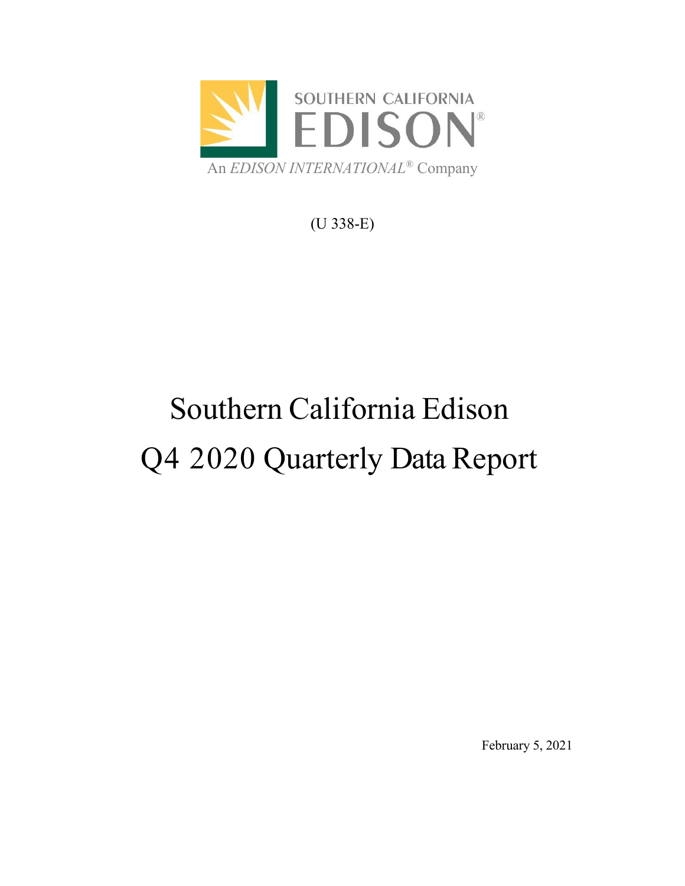SOUTHERN CALIFORNIA
EDISON®
An *EDISON INTERNATIONAL®* Company

(U 338-E)

# Southern California Edison
# Q4 2020 Quarterly Data Report

February 5, 2021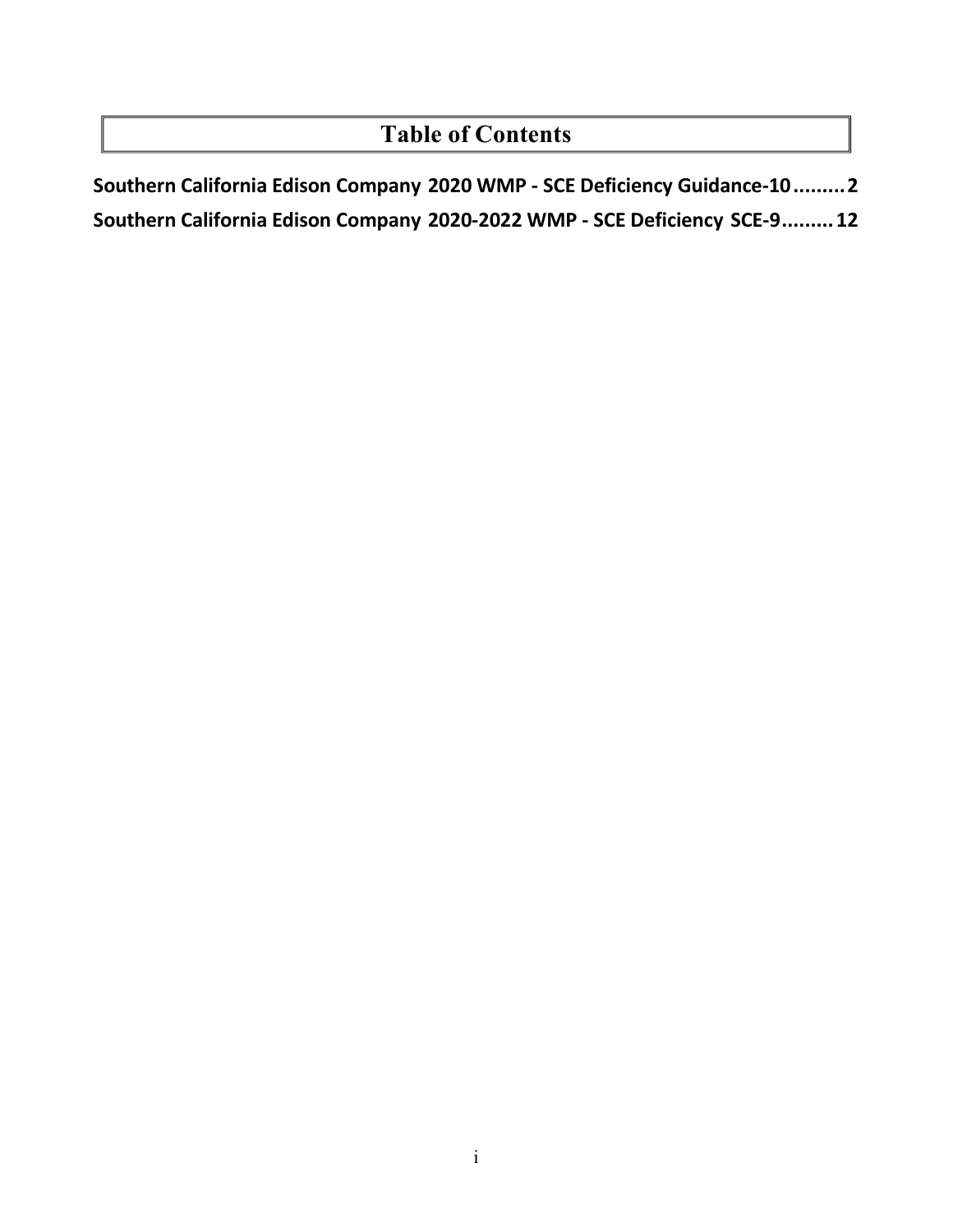# Table of Contents

**Southern California Edison Company 2020 WMP - SCE Deficiency Guidance-10.........2**

**Southern California Edison Company 2020-2022 WMP - SCE Deficiency SCE-9.........12**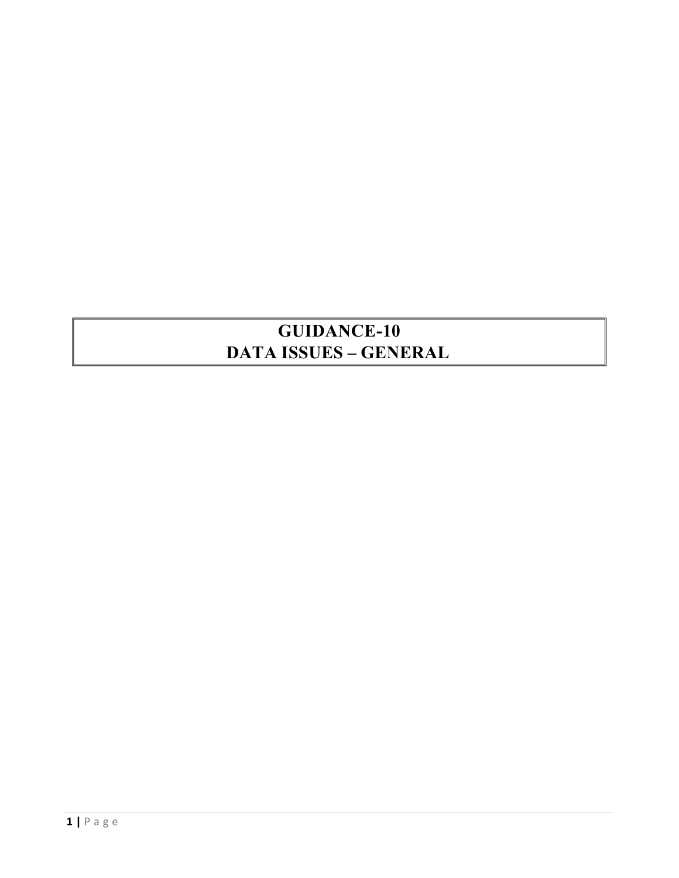# GUIDANCE-10
# DATA ISSUES – GENERAL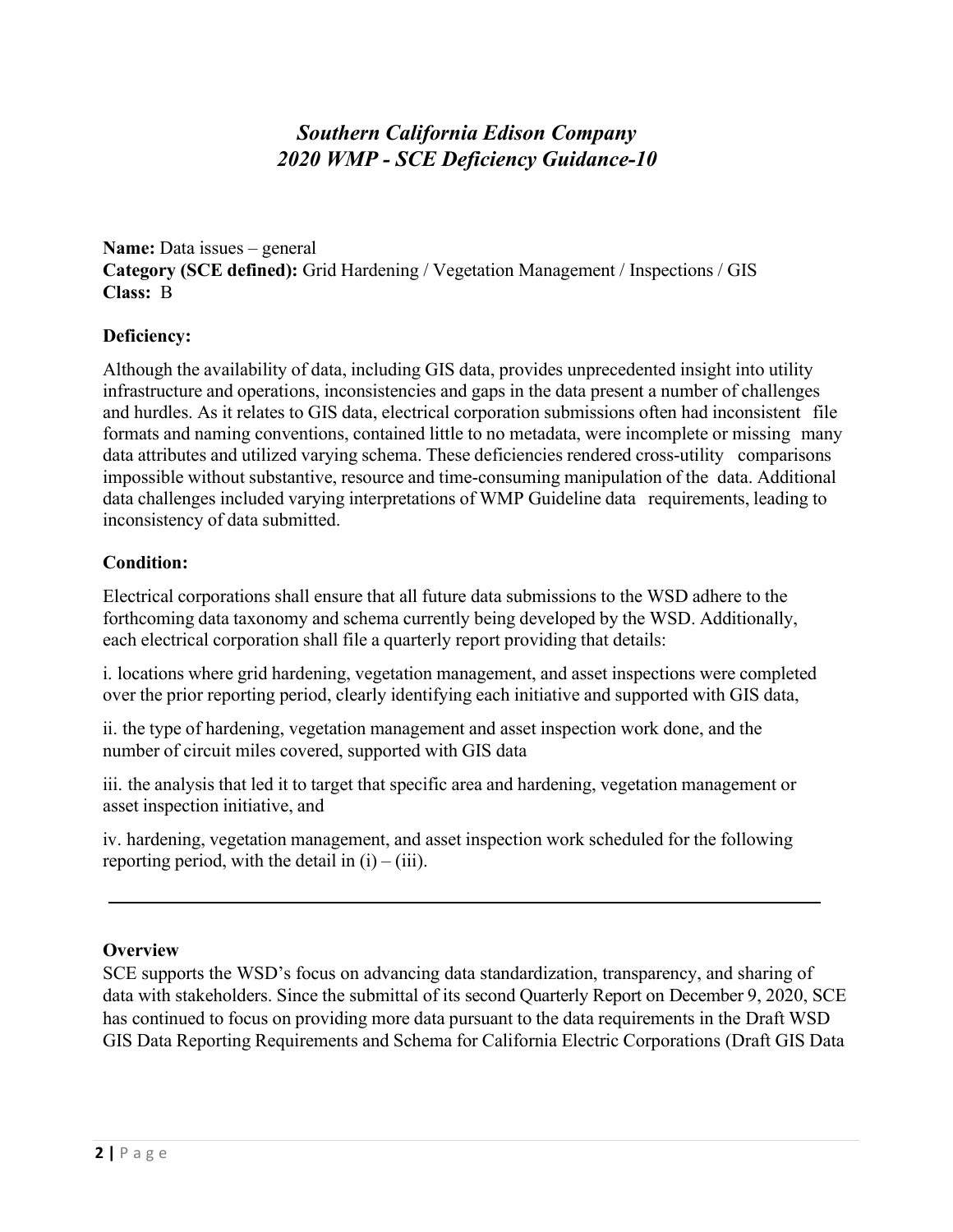## *Southern California Edison Company*
## *2020 WMP - SCE Deficiency Guidance-10*

**Name:** Data issues – general
**Category (SCE defined):** Grid Hardening / Vegetation Management / Inspections / GIS
**Class:** B

**Deficiency:**

Although the availability of data, including GIS data, provides unprecedented insight into utility infrastructure and operations, inconsistencies and gaps in the data present a number of challenges and hurdles. As it relates to GIS data, electrical corporation submissions often had inconsistent file formats and naming conventions, contained little to no metadata, were incomplete or missing many data attributes and utilized varying schema. These deficiencies rendered cross-utility comparisons impossible without substantive, resource and time-consuming manipulation of the data. Additional data challenges included varying interpretations of WMP Guideline data requirements, leading to inconsistency of data submitted.

**Condition:**

Electrical corporations shall ensure that all future data submissions to the WSD adhere to the forthcoming data taxonomy and schema currently being developed by the WSD. Additionally, each electrical corporation shall file a quarterly report providing that details:

i. locations where grid hardening, vegetation management, and asset inspections were completed over the prior reporting period, clearly identifying each initiative and supported with GIS data,

ii. the type of hardening, vegetation management and asset inspection work done, and the number of circuit miles covered, supported with GIS data

iii. the analysis that led it to target that specific area and hardening, vegetation management or asset inspection initiative, and

iv. hardening, vegetation management, and asset inspection work scheduled for the following reporting period, with the detail in (i) – (iii).

---

**Overview**
SCE supports the WSD's focus on advancing data standardization, transparency, and sharing of data with stakeholders. Since the submittal of its second Quarterly Report on December 9, 2020, SCE has continued to focus on providing more data pursuant to the data requirements in the Draft WSD GIS Data Reporting Requirements and Schema for California Electric Corporations (Draft GIS Data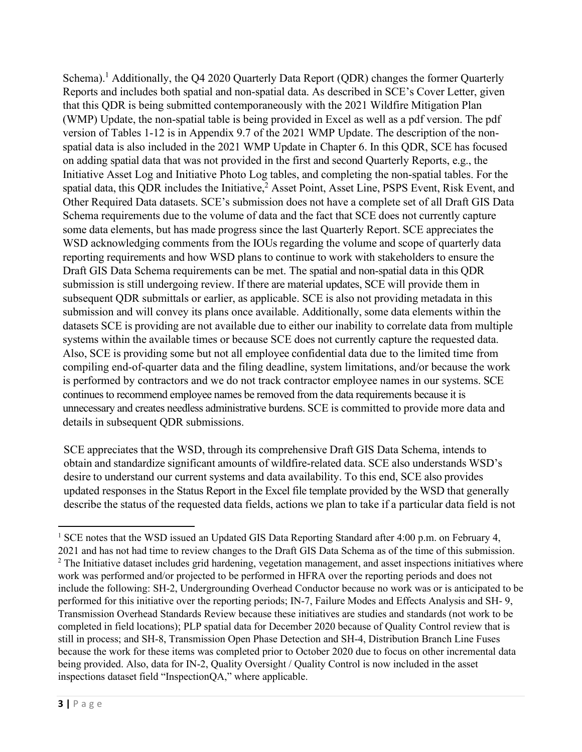Schema).[1] Additionally, the Q4 2020 Quarterly Data Report (QDR) changes the former Quarterly Reports and includes both spatial and non-spatial data. As described in SCE's Cover Letter, given that this QDR is being submitted contemporaneously with the 2021 Wildfire Mitigation Plan (WMP) Update, the non-spatial table is being provided in Excel as well as a pdf version. The pdf version of Tables 1-12 is in Appendix 9.7 of the 2021 WMP Update. The description of the non-spatial data is also included in the 2021 WMP Update in Chapter 6. In this QDR, SCE has focused on adding spatial data that was not provided in the first and second Quarterly Reports, e.g., the Initiative Asset Log and Initiative Photo Log tables, and completing the non-spatial tables. For the spatial data, this QDR includes the Initiative,[2] Asset Point, Asset Line, PSPS Event, Risk Event, and Other Required Data datasets. SCE's submission does not have a complete set of all Draft GIS Data Schema requirements due to the volume of data and the fact that SCE does not currently capture some data elements, but has made progress since the last Quarterly Report. SCE appreciates the WSD acknowledging comments from the IOUs regarding the volume and scope of quarterly data reporting requirements and how WSD plans to continue to work with stakeholders to ensure the Draft GIS Data Schema requirements can be met. The spatial and non-spatial data in this QDR submission is still undergoing review. If there are material updates, SCE will provide them in subsequent QDR submittals or earlier, as applicable. SCE is also not providing metadata in this submission and will convey its plans once available. Additionally, some data elements within the datasets SCE is providing are not available due to either our inability to correlate data from multiple systems within the available times or because SCE does not currently capture the requested data. Also, SCE is providing some but not all employee confidential data due to the limited time from compiling end-of-quarter data and the filing deadline, system limitations, and/or because the work is performed by contractors and we do not track contractor employee names in our systems. SCE continues to recommend employee names be removed from the data requirements because it is unnecessary and creates needless administrative burdens. SCE is committed to provide more data and details in subsequent QDR submissions.

SCE appreciates that the WSD, through its comprehensive Draft GIS Data Schema, intends to obtain and standardize significant amounts of wildfire-related data. SCE also understands WSD's desire to understand our current systems and data availability. To this end, SCE also provides updated responses in the Status Report in the Excel file template provided by the WSD that generally describe the status of the requested data fields, actions we plan to take if a particular data field is not

---

[1] SCE notes that the WSD issued an Updated GIS Data Reporting Standard after 4:00 p.m. on February 4, 2021 and has not had time to review changes to the Draft GIS Data Schema as of the time of this submission.

[2] The Initiative dataset includes grid hardening, vegetation management, and asset inspections initiatives where work was performed and/or projected to be performed in HFRA over the reporting periods and does not include the following: SH-2, Undergrounding Overhead Conductor because no work was or is anticipated to be performed for this initiative over the reporting periods; IN-7, Failure Modes and Effects Analysis and SH- 9, Transmission Overhead Standards Review because these initiatives are studies and standards (not work to be completed in field locations); PLP spatial data for December 2020 because of Quality Control review that is still in process; and SH-8, Transmission Open Phase Detection and SH-4, Distribution Branch Line Fuses because the work for these items was completed prior to October 2020 due to focus on other incremental data being provided. Also, data for IN-2, Quality Oversight / Quality Control is now included in the asset inspections dataset field "InspectionQA," where applicable.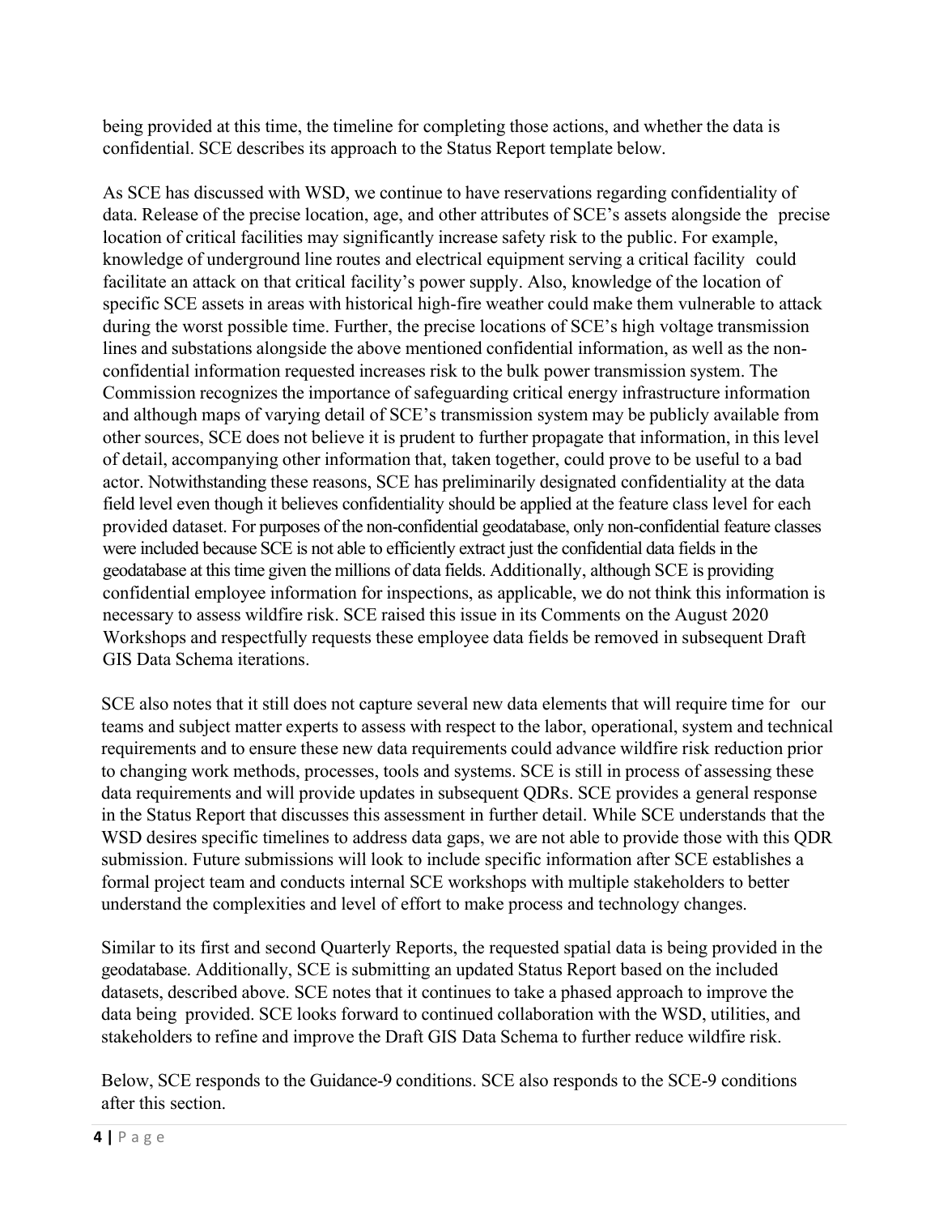being provided at this time, the timeline for completing those actions, and whether the data is confidential. SCE describes its approach to the Status Report template below.

As SCE has discussed with WSD, we continue to have reservations regarding confidentiality of data. Release of the precise location, age, and other attributes of SCE's assets alongside the precise location of critical facilities may significantly increase safety risk to the public. For example, knowledge of underground line routes and electrical equipment serving a critical facility could facilitate an attack on that critical facility's power supply. Also, knowledge of the location of specific SCE assets in areas with historical high-fire weather could make them vulnerable to attack during the worst possible time. Further, the precise locations of SCE's high voltage transmission lines and substations alongside the above mentioned confidential information, as well as the non-confidential information requested increases risk to the bulk power transmission system. The Commission recognizes the importance of safeguarding critical energy infrastructure information and although maps of varying detail of SCE's transmission system may be publicly available from other sources, SCE does not believe it is prudent to further propagate that information, in this level of detail, accompanying other information that, taken together, could prove to be useful to a bad actor. Notwithstanding these reasons, SCE has preliminarily designated confidentiality at the data field level even though it believes confidentiality should be applied at the feature class level for each provided dataset. For purposes of the non-confidential geodatabase, only non-confidential feature classes were included because SCE is not able to efficiently extract just the confidential data fields in the geodatabase at this time given the millions of data fields. Additionally, although SCE is providing confidential employee information for inspections, as applicable, we do not think this information is necessary to assess wildfire risk. SCE raised this issue in its Comments on the August 2020 Workshops and respectfully requests these employee data fields be removed in subsequent Draft GIS Data Schema iterations.

SCE also notes that it still does not capture several new data elements that will require time for our teams and subject matter experts to assess with respect to the labor, operational, system and technical requirements and to ensure these new data requirements could advance wildfire risk reduction prior to changing work methods, processes, tools and systems. SCE is still in process of assessing these data requirements and will provide updates in subsequent QDRs. SCE provides a general response in the Status Report that discusses this assessment in further detail. While SCE understands that the WSD desires specific timelines to address data gaps, we are not able to provide those with this QDR submission. Future submissions will look to include specific information after SCE establishes a formal project team and conducts internal SCE workshops with multiple stakeholders to better understand the complexities and level of effort to make process and technology changes.

Similar to its first and second Quarterly Reports, the requested spatial data is being provided in the geodatabase. Additionally, SCE is submitting an updated Status Report based on the included datasets, described above. SCE notes that it continues to take a phased approach to improve the data being provided. SCE looks forward to continued collaboration with the WSD, utilities, and stakeholders to refine and improve the Draft GIS Data Schema to further reduce wildfire risk.

Below, SCE responds to the Guidance-9 conditions. SCE also responds to the SCE-9 conditions after this section.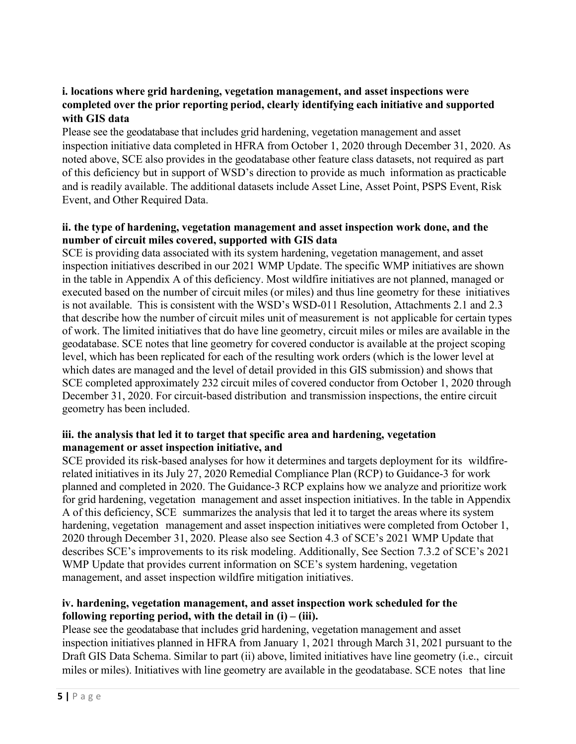**i. locations where grid hardening, vegetation management, and asset inspections were completed over the prior reporting period, clearly identifying each initiative and supported with GIS data**

Please see the geodatabase that includes grid hardening, vegetation management and asset inspection initiative data completed in HFRA from October 1, 2020 through December 31, 2020. As noted above, SCE also provides in the geodatabase other feature class datasets, not required as part of this deficiency but in support of WSD's direction to provide as much information as practicable and is readily available. The additional datasets include Asset Line, Asset Point, PSPS Event, Risk Event, and Other Required Data.

**ii. the type of hardening, vegetation management and asset inspection work done, and the number of circuit miles covered, supported with GIS data**

SCE is providing data associated with its system hardening, vegetation management, and asset inspection initiatives described in our 2021 WMP Update. The specific WMP initiatives are shown in the table in Appendix A of this deficiency. Most wildfire initiatives are not planned, managed or executed based on the number of circuit miles (or miles) and thus line geometry for these initiatives is not available. This is consistent with the WSD's WSD-011 Resolution, Attachments 2.1 and 2.3 that describe how the number of circuit miles unit of measurement is not applicable for certain types of work. The limited initiatives that do have line geometry, circuit miles or miles are available in the geodatabase. SCE notes that line geometry for covered conductor is available at the project scoping level, which has been replicated for each of the resulting work orders (which is the lower level at which dates are managed and the level of detail provided in this GIS submission) and shows that SCE completed approximately 232 circuit miles of covered conductor from October 1, 2020 through December 31, 2020. For circuit-based distribution and transmission inspections, the entire circuit geometry has been included.

**iii. the analysis that led it to target that specific area and hardening, vegetation management or asset inspection initiative, and**

SCE provided its risk-based analyses for how it determines and targets deployment for its wildfire-related initiatives in its July 27, 2020 Remedial Compliance Plan (RCP) to Guidance-3 for work planned and completed in 2020. The Guidance-3 RCP explains how we analyze and prioritize work for grid hardening, vegetation management and asset inspection initiatives. In the table in Appendix A of this deficiency, SCE summarizes the analysis that led it to target the areas where its system hardening, vegetation management and asset inspection initiatives were completed from October 1, 2020 through December 31, 2020. Please also see Section 4.3 of SCE's 2021 WMP Update that describes SCE's improvements to its risk modeling. Additionally, See Section 7.3.2 of SCE's 2021 WMP Update that provides current information on SCE's system hardening, vegetation management, and asset inspection wildfire mitigation initiatives.

**iv. hardening, vegetation management, and asset inspection work scheduled for the following reporting period, with the detail in (i) – (iii).**

Please see the geodatabase that includes grid hardening, vegetation management and asset inspection initiatives planned in HFRA from January 1, 2021 through March 31, 2021 pursuant to the Draft GIS Data Schema. Similar to part (ii) above, limited initiatives have line geometry (i.e., circuit miles or miles). Initiatives with line geometry are available in the geodatabase. SCE notes that line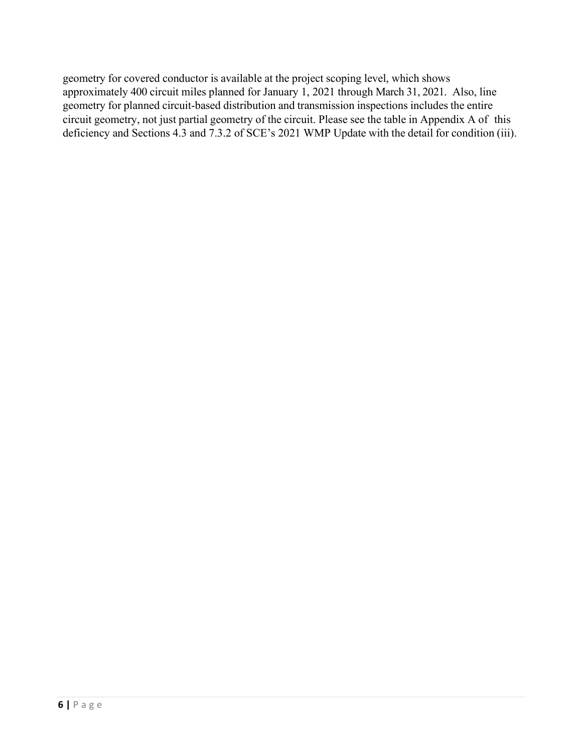geometry for covered conductor is available at the project scoping level, which shows approximately 400 circuit miles planned for January 1, 2021 through March 31, 2021. Also, line geometry for planned circuit-based distribution and transmission inspections includes the entire circuit geometry, not just partial geometry of the circuit. Please see the table in Appendix A of this deficiency and Sections 4.3 and 7.3.2 of SCE's 2021 WMP Update with the detail for condition (iii).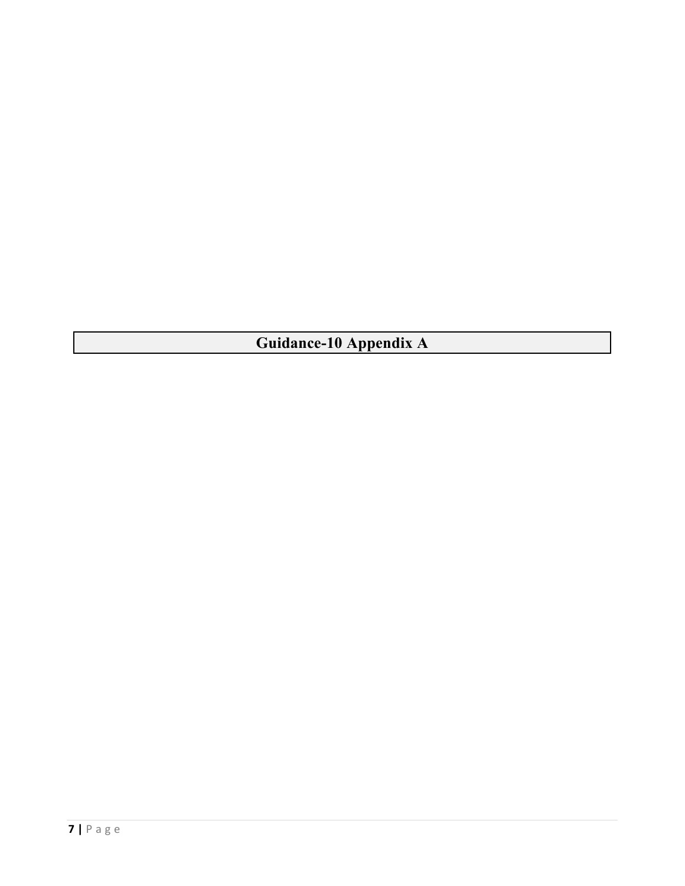# Guidance-10 Appendix A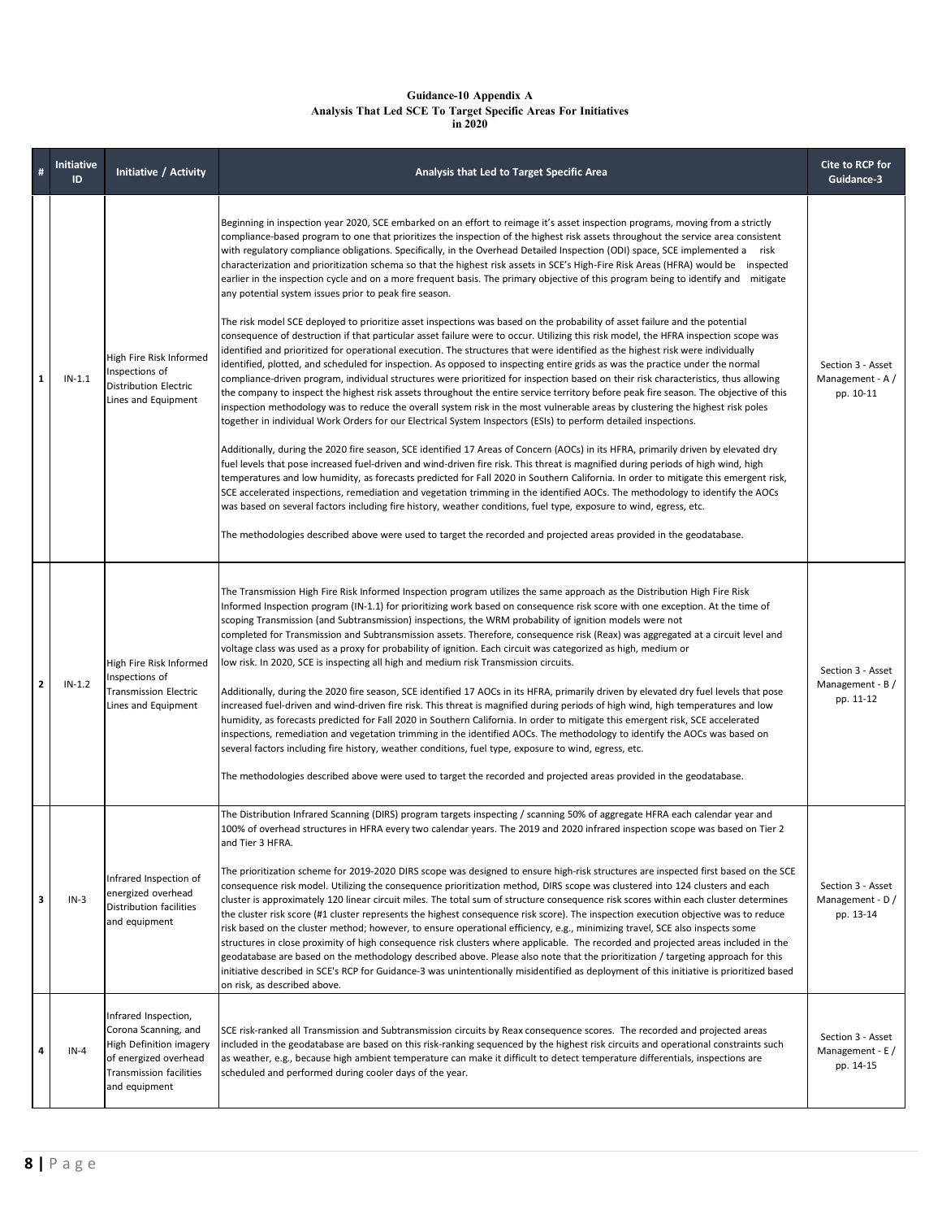**Guidance-10 Appendix A**
**Analysis That Led SCE To Target Specific Areas For Initiatives in 2020**

| # | Initiative ID | Initiative / Activity | Analysis that Led to Target Specific Area | Cite to RCP for Guidance-3 |
|---|---|---|---|---|
| 1 | IN-1.1 | High Fire Risk Informed Inspections of Distribution Electric Lines and Equipment | Beginning in inspection year 2020, SCE embarked on an effort to reimage it's asset inspection programs, moving from a strictly compliance-based program to one that prioritizes the inspection of the highest risk assets throughout the service area consistent with regulatory compliance obligations. Specifically, in the Overhead Detailed Inspection (ODI) space, SCE implemented a risk characterization and prioritization schema so that the highest risk assets in SCE's High-Fire Risk Areas (HFRA) would be inspected earlier in the inspection cycle and on a more frequent basis. The primary objective of this program being to identify and mitigate any potential system issues prior to peak fire season.<br><br>The risk model SCE deployed to prioritize asset inspections was based on the probability of asset failure and the potential consequence of destruction if that particular asset failure were to occur. Utilizing this risk model, the HFRA inspection scope was identified and prioritized for operational execution. The structures that were identified as the highest risk were individually identified, plotted, and scheduled for inspection. As opposed to inspecting entire grids as was the practice under the normal compliance-driven program, individual structures were prioritized for inspection based on their risk characteristics, thus allowing the company to inspect the highest risk assets throughout the entire service territory before peak fire season. The objective of this inspection methodology was to reduce the overall system risk in the most vulnerable areas by clustering the highest risk poles together in individual Work Orders for our Electrical System Inspectors (ESIs) to perform detailed inspections.<br><br>Additionally, during the 2020 fire season, SCE identified 17 Areas of Concern (AOCs) in its HFRA, primarily driven by elevated dry fuel levels that pose increased fuel-driven and wind-driven fire risk. This threat is magnified during periods of high wind, high temperatures and low humidity, as forecasts predicted for Fall 2020 in Southern California. In order to mitigate this emergent risk, SCE accelerated inspections, remediation and vegetation trimming in the identified AOCs. The methodology to identify the AOCs was based on several factors including fire history, weather conditions, fuel type, exposure to wind, egress, etc.<br><br>The methodologies described above were used to target the recorded and projected areas provided in the geodatabase. | Section 3 - Asset Management - A / pp. 10-11 |
| 2 | IN-1.2 | High Fire Risk Informed Inspections of Transmission Electric Lines and Equipment | The Transmission High Fire Risk Informed Inspection program utilizes the same approach as the Distribution High Fire Risk Informed Inspection program (IN-1.1) for prioritizing work based on consequence risk score with one exception. At the time of scoping Transmission (and Subtransmission) inspections, the WRM probability of ignition models were not completed for Transmission and Subtransmission assets. Therefore, consequence risk (Reax) was aggregated at a circuit level and voltage class was used as a proxy for probability of ignition. Each circuit was categorized as high, medium or low risk. In 2020, SCE is inspecting all high and medium risk Transmission circuits.<br><br>Additionally, during the 2020 fire season, SCE identified 17 AOCs in its HFRA, primarily driven by elevated dry fuel levels that pose increased fuel-driven and wind-driven fire risk. This threat is magnified during periods of high wind, high temperatures and low humidity, as forecasts predicted for Fall 2020 in Southern California. In order to mitigate this emergent risk, SCE accelerated inspections, remediation and vegetation trimming in the identified AOCs. The methodology to identify the AOCs was based on several factors including fire history, weather conditions, fuel type, exposure to wind, egress, etc.<br><br>The methodologies described above were used to target the recorded and projected areas provided in the geodatabase. | Section 3 - Asset Management - B / pp. 11-12 |
| 3 | IN-3 | Infrared Inspection of energized overhead Distribution facilities and equipment | The Distribution Infrared Scanning (DIRS) program targets inspecting / scanning 50% of aggregate HFRA each calendar year and 100% of overhead structures in HFRA every two calendar years. The 2019 and 2020 infrared inspection scope was based on Tier 2 and Tier 3 HFRA.<br><br>The prioritization scheme for 2019-2020 DIRS scope was designed to ensure high-risk structures are inspected first based on the SCE consequence risk model. Utilizing the consequence prioritization method, DIRS scope was clustered into 124 clusters and each cluster is approximately 120 linear circuit miles. The total sum of structure consequence risk scores within each cluster determines the cluster risk score (#1 cluster represents the highest consequence risk score). The inspection execution objective was to reduce risk based on the cluster method; however, to ensure operational efficiency, e.g., minimizing travel, SCE also inspects some structures in close proximity of high consequence risk clusters where applicable. The recorded and projected areas included in the geodatabase are based on the methodology described above. Please also note that the prioritization / targeting approach for this initiative described in SCE's RCP for Guidance-3 was unintentionally misidentified as deployment of this initiative is prioritized based on risk, as described above. | Section 3 - Asset Management - D / pp. 13-14 |
| 4 | IN-4 | Infrared Inspection, Corona Scanning, and High Definition imagery of energized overhead Transmission facilities and equipment | SCE risk-ranked all Transmission and Subtransmission circuits by Reax consequence scores. The recorded and projected areas included in the geodatabase are based on this risk-ranking sequenced by the highest risk circuits and operational constraints such as weather, e.g., because high ambient temperature can make it difficult to detect temperature differentials, inspections are scheduled and performed during cooler days of the year. | Section 3 - Asset Management - E / pp. 14-15 |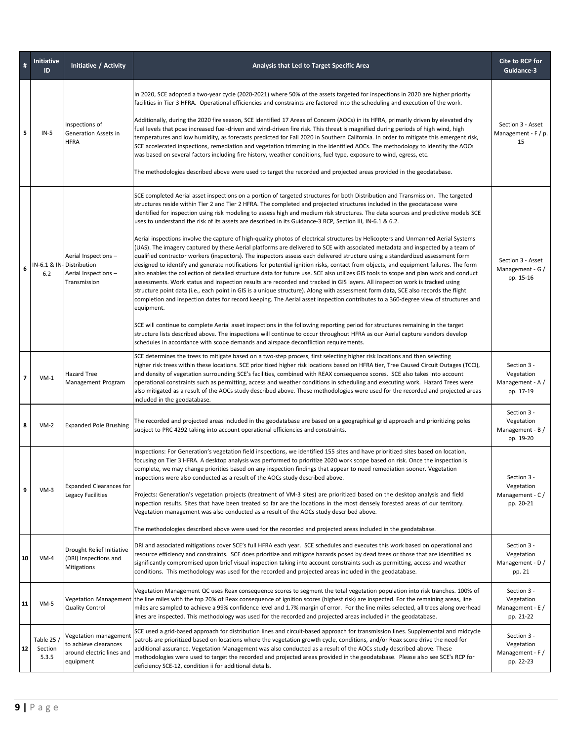| # | Initiative ID | Initiative / Activity | Analysis that Led to Target Specific Area | Cite to RCP for Guidance-3 |
|---|---|---|---|---|
| 5 | IN-5 | Inspections of Generation Assets in HFRA | In 2020, SCE adopted a two-year cycle (2020-2021) where 50% of the assets targeted for inspections in 2020 are higher priority facilities in Tier 3 HFRA. Operational efficiencies and constraints are factored into the scheduling and execution of the work.<br><br>Additionally, during the 2020 fire season, SCE identified 17 Areas of Concern (AOCs) in its HFRA, primarily driven by elevated dry fuel levels that pose increased fuel-driven and wind-driven fire risk. This threat is magnified during periods of high wind, high temperatures and low humidity, as forecasts predicted for Fall 2020 in Southern California. In order to mitigate this emergent risk, SCE accelerated inspections, remediation and vegetation trimming in the identified AOCs. The methodology to identify the AOCs was based on several factors including fire history, weather conditions, fuel type, exposure to wind, egress, etc.<br><br>The methodologies described above were used to target the recorded and projected areas provided in the geodatabase. | Section 3 - Asset Management - F / p. 15 |
| 6 | IN-6.1 & IN-6.2 | Aerial Inspections – Distribution<br>Aerial Inspections – Transmission | SCE completed Aerial asset inspections on a portion of targeted structures for both Distribution and Transmission. The targeted structures reside within Tier 2 and Tier 2 HFRA. The completed and projected structures included in the geodatabase were identified for inspection using risk modeling to assess high and medium risk structures. The data sources and predictive models SCE uses to understand the risk of its assets are described in its Guidance-3 RCP, Section III, IN-6.1 & 6.2.<br><br>Aerial inspections involve the capture of high-quality photos of electrical structures by Helicopters and Unmanned Aerial Systems (UAS). The imagery captured by these Aerial platforms are delivered to SCE with associated metadata and inspected by a team of qualified contractor workers (inspectors). The inspectors assess each delivered structure using a standardized assessment form designed to identify and generate notifications for potential ignition risks, contact from objects, and equipment failures. The form also enables the collection of detailed structure data for future use. SCE also utilizes GIS tools to scope and plan work and conduct assessments. Work status and inspection results are recorded and tracked in GIS layers. All inspection work is tracked using structure point data (i.e., each point in GIS is a unique structure). Along with assessment form data, SCE also records the flight completion and inspection dates for record keeping. The Aerial asset inspection contributes to a 360-degree view of structures and equipment.<br><br>SCE will continue to complete Aerial asset inspections in the following reporting period for structures remaining in the target structure lists described above. The inspections will continue to occur throughout HFRA as our Aerial capture vendors develop schedules in accordance with scope demands and airspace deconfliction requirements. | Section 3 - Asset Management - G / pp. 15-16 |
| 7 | VM-1 | Hazard Tree Management Program | SCE determines the trees to mitigate based on a two-step process, first selecting higher risk locations and then selecting higher risk trees within these locations. SCE prioritized higher risk locations based on HFRA tier, Tree Caused Circuit Outages (TCCI), and density of vegetation surrounding SCE's facilities, combined with REAX consequence scores. SCE also takes into account operational constraints such as permitting, access and weather conditions in scheduling and executing work. Hazard Trees were also mitigated as a result of the AOCs study described above. These methodologies were used for the recorded and projected areas included in the geodatabase. | Section 3 - Vegetation Management - A / pp. 17-19 |
| 8 | VM-2 | Expanded Pole Brushing | The recorded and projected areas included in the geodatabase are based on a geographical grid approach and prioritizing poles subject to PRC 4292 taking into account operational efficiencies and constraints. | Section 3 - Vegetation Management - B / pp. 19-20 |
| 9 | VM-3 | Expanded Clearances for Legacy Facilities | Inspections: For Generation's vegetation field inspections, we identified 155 sites and have prioritized sites based on location, focusing on Tier 3 HFRA. A desktop analysis was performed to prioritize 2020 work scope based on risk. Once the inspection is complete, we may change priorities based on any inspection findings that appear to need remediation sooner. Vegetation inspections were also conducted as a result of the AOCs study described above.<br><br>Projects: Generation's vegetation projects (treatment of VM-3 sites) are prioritized based on the desktop analysis and field inspection results. Sites that have been treated so far are the locations in the most densely forested areas of our territory. Vegetation management was also conducted as a result of the AOCs study described above.<br><br>The methodologies described above were used for the recorded and projected areas included in the geodatabase. | Section 3 - Vegetation Management - C / pp. 20-21 |
| 10 | VM-4 | Drought Relief Initiative (DRI) Inspections and Mitigations | DRI and associated mitigations cover SCE's full HFRA each year. SCE schedules and executes this work based on operational and resource efficiency and constraints. SCE does prioritize and mitigate hazards posed by dead trees or those that are identified as significantly compromised upon brief visual inspection taking into account constraints such as permitting, access and weather conditions. This methodology was used for the recorded and projected areas included in the geodatabase. | Section 3 - Vegetation Management - D / pp. 21 |
| 11 | VM-5 | Vegetation Management Quality Control | Vegetation Management QC uses Reax consequence scores to segment the total vegetation population into risk tranches. 100% of the line miles with the top 20% of Reax consequence of ignition scores (highest risk) are inspected. For the remaining areas, line miles are sampled to achieve a 99% confidence level and 1.7% margin of error. For the line miles selected, all trees along overhead lines are inspected. This methodology was used for the recorded and projected areas included in the geodatabase. | Section 3 - Vegetation Management - E / pp. 21-22 |
| 12 | Table 25 / Section 5.3.5 | Vegetation management to achieve clearances around electric lines and equipment | SCE used a grid-based approach for distribution lines and circuit-based approach for transmission lines. Supplemental and midcycle patrols are prioritized based on locations where the vegetation growth cycle, conditions, and/or Reax score drive the need for additional assurance. Vegetation Management was also conducted as a result of the AOCs study described above. These methodologies were used to target the recorded and projected areas provided in the geodatabase. Please also see SCE's RCP for deficiency SCE-12, condition ii for additional details. | Section 3 - Vegetation Management - F / pp. 22-23 |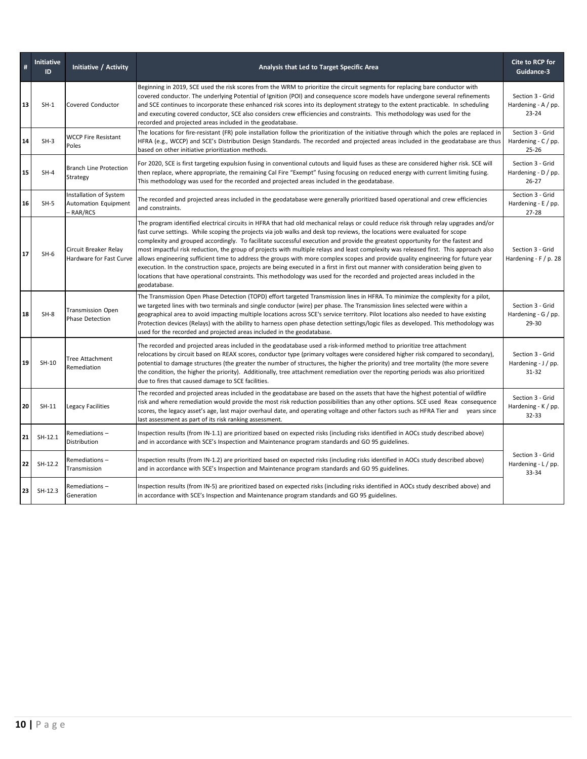| # | Initiative ID | Initiative / Activity | Analysis that Led to Target Specific Area | Cite to RCP for Guidance-3 |
|---|---|---|---|---|
| 13 | SH-1 | Covered Conductor | Beginning in 2019, SCE used the risk scores from the WRM to prioritize the circuit segments for replacing bare conductor with covered conductor. The underlying Potential of Ignition (POI) and consequence score models have undergone several refinements and SCE continues to incorporate these enhanced risk scores into its deployment strategy to the extent practicable. In scheduling and executing covered conductor, SCE also considers crew efficiencies and constraints. This methodology was used for the recorded and projected areas included in the geodatabase. | Section 3 - Grid Hardening - A / pp. 23-24 |
| 14 | SH-3 | WCCP Fire Resistant Poles | The locations for fire-resistant (FR) pole installation follow the prioritization of the initiative through which the poles are replaced in HFRA (e.g., WCCP) and SCE's Distribution Design Standards. The recorded and projected areas included in the geodatabase are thus based on other initiative prioritization methods. | Section 3 - Grid Hardening - C / pp. 25-26 |
| 15 | SH-4 | Branch Line Protection Strategy | For 2020, SCE is first targeting expulsion fusing in conventional cutouts and liquid fuses as these are considered higher risk. SCE will then replace, where appropriate, the remaining Cal Fire "Exempt" fusing focusing on reduced energy with current limiting fusing. This methodology was used for the recorded and projected areas included in the geodatabase. | Section 3 - Grid Hardening - D / pp. 26-27 |
| 16 | SH-5 | Installation of System Automation Equipment – RAR/RCS | The recorded and projected areas included in the geodatabase were generally prioritized based operational and crew efficiencies and constraints. | Section 3 - Grid Hardening - E / pp. 27-28 |
| 17 | SH-6 | Circuit Breaker Relay Hardware for Fast Curve | The program identified electrical circuits in HFRA that had old mechanical relays or could reduce risk through relay upgrades and/or fast curve settings. While scoping the projects via job walks and desk top reviews, the locations were evaluated for scope complexity and grouped accordingly. To facilitate successful execution and provide the greatest opportunity for the fastest and most impactful risk reduction, the group of projects with multiple relays and least complexity was released first. This approach also allows engineering sufficient time to address the groups with more complex scopes and provide quality engineering for future year execution. In the construction space, projects are being executed in a first in first out manner with consideration being given to locations that have operational constraints. This methodology was used for the recorded and projected areas included in the geodatabase. | Section 3 - Grid Hardening - F / p. 28 |
| 18 | SH-8 | Transmission Open Phase Detection | The Transmission Open Phase Detection (TOPD) effort targeted Transmission lines in HFRA. To minimize the complexity for a pilot, we targeted lines with two terminals and single conductor (wire) per phase. The Transmission lines selected were within a geographical area to avoid impacting multiple locations across SCE's service territory. Pilot locations also needed to have existing Protection devices (Relays) with the ability to harness open phase detection settings/logic files as developed. This methodology was used for the recorded and projected areas included in the geodatabase. | Section 3 - Grid Hardening - G / pp. 29-30 |
| 19 | SH-10 | Tree Attachment Remediation | The recorded and projected areas included in the geodatabase used a risk-informed method to prioritize tree attachment relocations by circuit based on REAX scores, conductor type (primary voltages were considered higher risk compared to secondary), potential to damage structures (the greater the number of structures, the higher the priority) and tree mortality (the more severe the condition, the higher the priority). Additionally, tree attachment remediation over the reporting periods was also prioritized due to fires that caused damage to SCE facilities. | Section 3 - Grid Hardening - J / pp. 31-32 |
| 20 | SH-11 | Legacy Facilities | The recorded and projected areas included in the geodatabase are based on the assets that have the highest potential of wildfire risk and where remediation would provide the most risk reduction possibilities than any other options. SCE used Reax consequence scores, the legacy asset's age, last major overhaul date, and operating voltage and other factors such as HFRA Tier and years since last assessment as part of its risk ranking assessment. | Section 3 - Grid Hardening - K / pp. 32-33 |
| 21 | SH-12.1 | Remediations – Distribution | Inspection results (from IN-1.1) are prioritized based on expected risks (including risks identified in AOCs study described above) and in accordance with SCE's Inspection and Maintenance program standards and GO 95 guidelines. | Section 3 - Grid Hardening - L / pp. 33-34 |
| 22 | SH-12.2 | Remediations – Transmission | Inspection results (from IN-1.2) are prioritized based on expected risks (including risks identified in AOCs study described above) and in accordance with SCE's Inspection and Maintenance program standards and GO 95 guidelines. | |
| 23 | SH-12.3 | Remediations – Generation | Inspection results (from IN-5) are prioritized based on expected risks (including risks identified in AOCs study described above) and in accordance with SCE's Inspection and Maintenance program standards and GO 95 guidelines. | |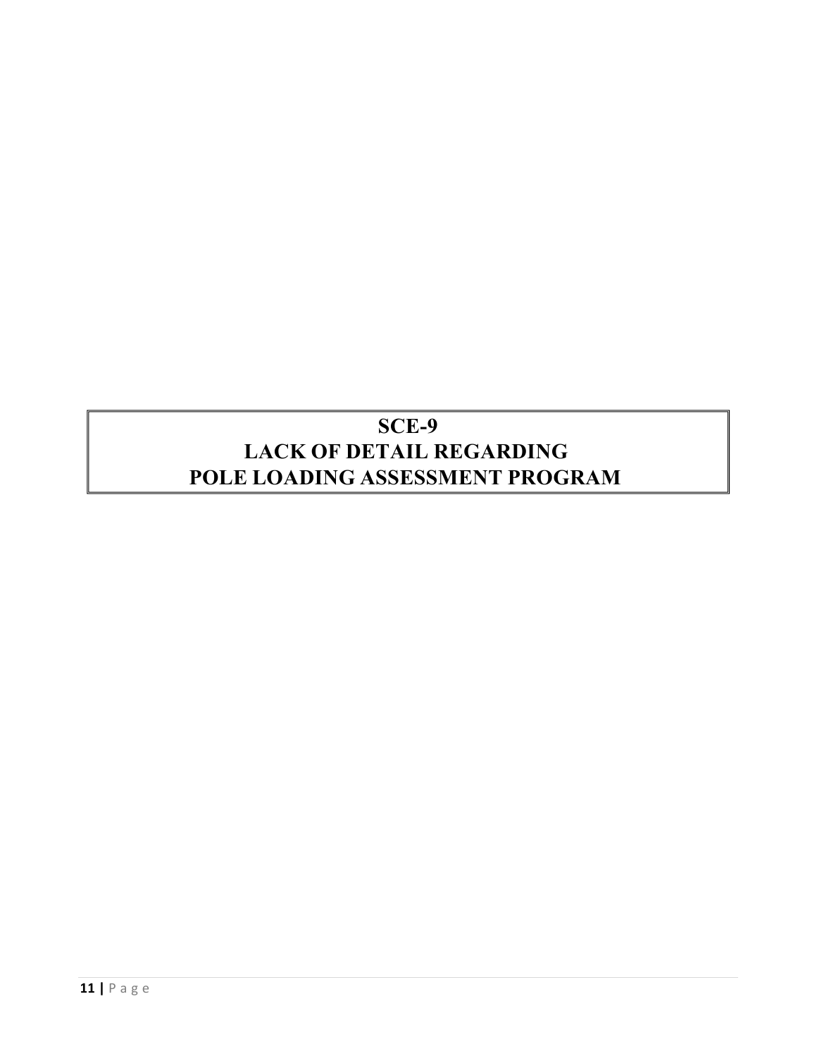# SCE-9
# LACK OF DETAIL REGARDING POLE LOADING ASSESSMENT PROGRAM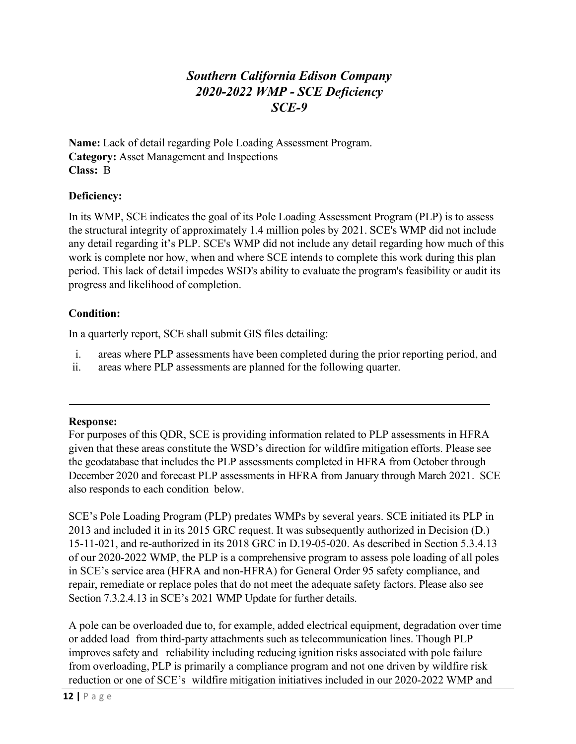# *Southern California Edison Company*
# *2020-2022 WMP - SCE Deficiency*
# *SCE-9*

**Name:** Lack of detail regarding Pole Loading Assessment Program.
**Category:** Asset Management and Inspections
**Class:** B

**Deficiency:**

In its WMP, SCE indicates the goal of its Pole Loading Assessment Program (PLP) is to assess the structural integrity of approximately 1.4 million poles by 2021. SCE's WMP did not include any detail regarding it's PLP. SCE's WMP did not include any detail regarding how much of this work is complete nor how, when and where SCE intends to complete this work during this plan period. This lack of detail impedes WSD's ability to evaluate the program's feasibility or audit its progress and likelihood of completion.

**Condition:**

In a quarterly report, SCE shall submit GIS files detailing:

i. areas where PLP assessments have been completed during the prior reporting period, and
ii. areas where PLP assessments are planned for the following quarter.

---

**Response:**

For purposes of this QDR, SCE is providing information related to PLP assessments in HFRA given that these areas constitute the WSD's direction for wildfire mitigation efforts. Please see the geodatabase that includes the PLP assessments completed in HFRA from October through December 2020 and forecast PLP assessments in HFRA from January through March 2021. SCE also responds to each condition below.

SCE's Pole Loading Program (PLP) predates WMPs by several years. SCE initiated its PLP in 2013 and included it in its 2015 GRC request. It was subsequently authorized in Decision (D.) 15-11-021, and re-authorized in its 2018 GRC in D.19-05-020. As described in Section 5.3.4.13 of our 2020-2022 WMP, the PLP is a comprehensive program to assess pole loading of all poles in SCE's service area (HFRA and non-HFRA) for General Order 95 safety compliance, and repair, remediate or replace poles that do not meet the adequate safety factors. Please also see Section 7.3.2.4.13 in SCE's 2021 WMP Update for further details.

A pole can be overloaded due to, for example, added electrical equipment, degradation over time or added load from third-party attachments such as telecommunication lines. Though PLP improves safety and reliability including reducing ignition risks associated with pole failure from overloading, PLP is primarily a compliance program and not one driven by wildfire risk reduction or one of SCE's wildfire mitigation initiatives included in our 2020-2022 WMP and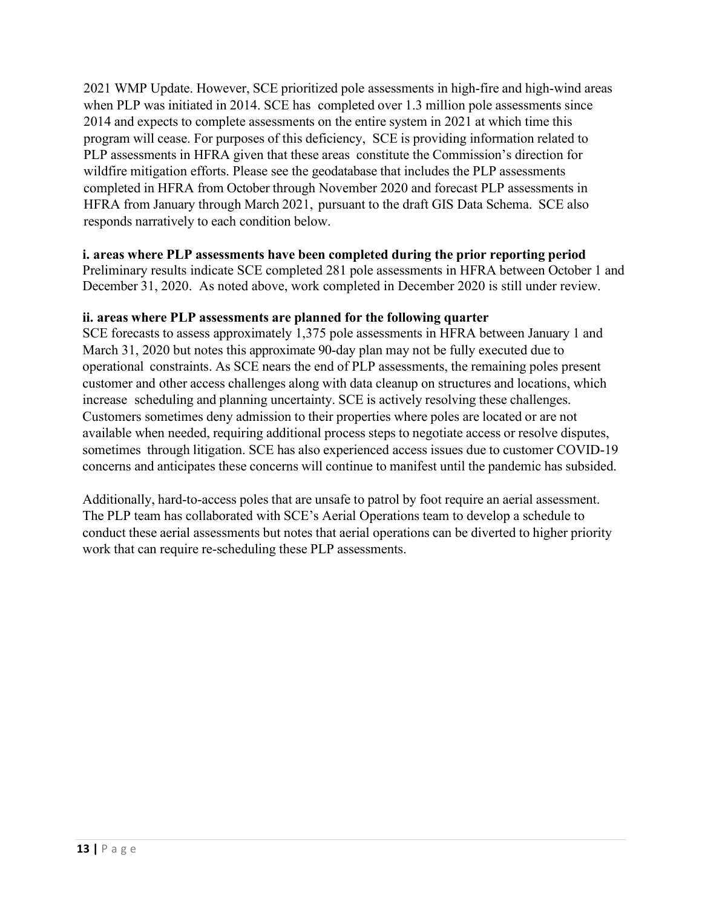2021 WMP Update. However, SCE prioritized pole assessments in high-fire and high-wind areas when PLP was initiated in 2014. SCE has completed over 1.3 million pole assessments since 2014 and expects to complete assessments on the entire system in 2021 at which time this program will cease. For purposes of this deficiency, SCE is providing information related to PLP assessments in HFRA given that these areas constitute the Commission's direction for wildfire mitigation efforts. Please see the geodatabase that includes the PLP assessments completed in HFRA from October through November 2020 and forecast PLP assessments in HFRA from January through March 2021, pursuant to the draft GIS Data Schema. SCE also responds narratively to each condition below.

**i. areas where PLP assessments have been completed during the prior reporting period**

Preliminary results indicate SCE completed 281 pole assessments in HFRA between October 1 and December 31, 2020. As noted above, work completed in December 2020 is still under review.

**ii. areas where PLP assessments are planned for the following quarter**

SCE forecasts to assess approximately 1,375 pole assessments in HFRA between January 1 and March 31, 2020 but notes this approximate 90-day plan may not be fully executed due to operational constraints. As SCE nears the end of PLP assessments, the remaining poles present customer and other access challenges along with data cleanup on structures and locations, which increase scheduling and planning uncertainty. SCE is actively resolving these challenges. Customers sometimes deny admission to their properties where poles are located or are not available when needed, requiring additional process steps to negotiate access or resolve disputes, sometimes through litigation. SCE has also experienced access issues due to customer COVID-19 concerns and anticipates these concerns will continue to manifest until the pandemic has subsided.

Additionally, hard-to-access poles that are unsafe to patrol by foot require an aerial assessment. The PLP team has collaborated with SCE's Aerial Operations team to develop a schedule to conduct these aerial assessments but notes that aerial operations can be diverted to higher priority work that can require re-scheduling these PLP assessments.